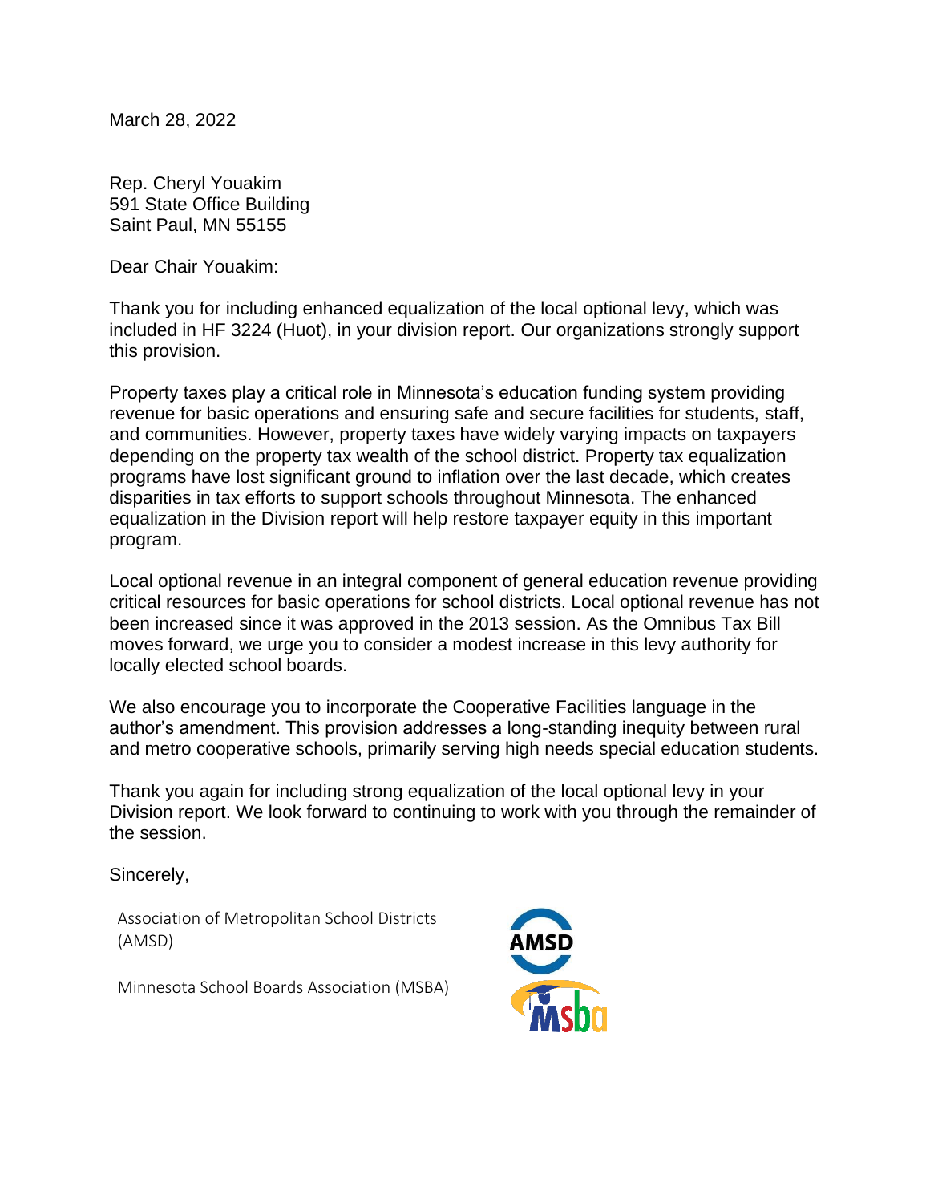March 28, 2022

Rep. Cheryl Youakim
591 State Office Building
Saint Paul, MN 55155

Dear Chair Youakim:

Thank you for including enhanced equalization of the local optional levy, which was included in HF 3224 (Huot), in your division report. Our organizations strongly support this provision.

Property taxes play a critical role in Minnesota's education funding system providing revenue for basic operations and ensuring safe and secure facilities for students, staff, and communities. However, property taxes have widely varying impacts on taxpayers depending on the property tax wealth of the school district. Property tax equalization programs have lost significant ground to inflation over the last decade, which creates disparities in tax efforts to support schools throughout Minnesota. The enhanced equalization in the Division report will help restore taxpayer equity in this important program.

Local optional revenue in an integral component of general education revenue providing critical resources for basic operations for school districts. Local optional revenue has not been increased since it was approved in the 2013 session. As the Omnibus Tax Bill moves forward, we urge you to consider a modest increase in this levy authority for locally elected school boards.

We also encourage you to incorporate the Cooperative Facilities language in the author's amendment. This provision addresses a long-standing inequity between rural and metro cooperative schools, primarily serving high needs special education students.

Thank you again for including strong equalization of the local optional levy in your Division report. We look forward to continuing to work with you through the remainder of the session.

Sincerely,

Association of Metropolitan School Districts (AMSD)

Minnesota School Boards Association (MSBA)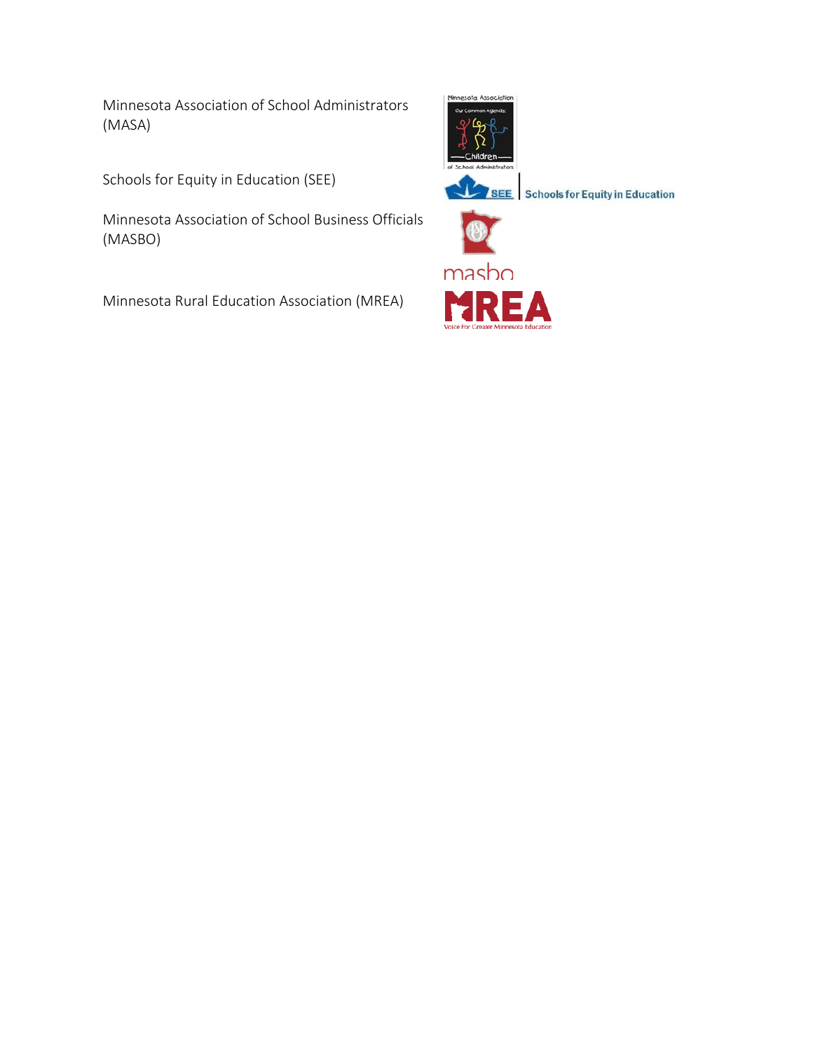Minnesota Association of School Administrators (MASA)

Schools for Equity in Education (SEE)

Minnesota Association of School Business Officials (MASBO)

Minnesota Rural Education Association (MREA)